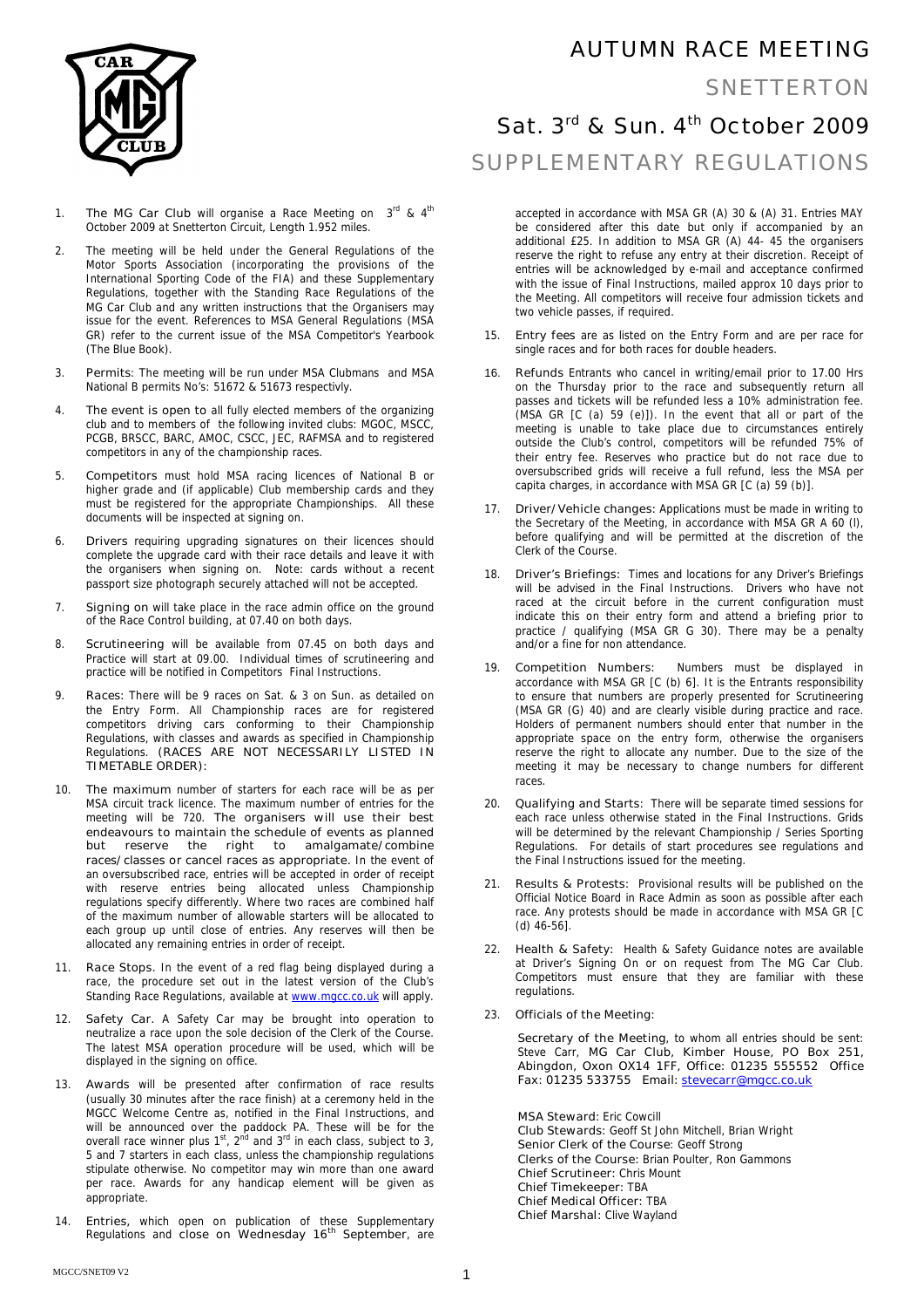# AUTUMN RACE MEETING

## SNETTERTON

## Sat. 3rd & Sun. 4th October 2009

## SUPPLEMENTARY REGULATIONS

1. The MG Car Club will organise a Race Meeting on 3rd & 4th October 2009 at Snetterton Circuit, Length 1.952 miles.

2. The meeting will be held under the General Regulations of the Motor Sports Association (incorporating the provisions of the International Sporting Code of the FIA) and these Supplementary Regulations, together with the Standing Race Regulations of the MG Car Club and any written instructions that the Organisers may issue for the event. References to MSA General Regulations (MSA GR) refer to the current issue of the MSA Competitor's Yearbook (The Blue Book).

3. Permits: The meeting will be run under MSA Clubmans and MSA National B permits No's: 51672 & 51673 respectivly.

4. The event is open to all fully elected members of the organizing club and to members of the following invited clubs: MGOC, MSCC, PCGB, BRSCC, BARC, AMOC, CSCC, JEC, RAFMSA and to registered competitors in any of the championship races.

5. Competitors must hold MSA racing licences of National B or higher grade and (if applicable) Club membership cards and they must be registered for the appropriate Championships. All these documents will be inspected at signing on.

6. Drivers requiring upgrading signatures on their licences should complete the upgrade card with their race details and leave it with the organisers when signing on. Note: cards without a recent passport size photograph securely attached will not be accepted.

7. Signing on will take place in the race admin office on the ground of the Race Control building, at 07.40 on both days.

8. Scrutineering will be available from 07.45 on both days and Practice will start at 09.00. Individual times of scrutineering and practice will be notified in Competitors Final Instructions.

9. Races: There will be 9 races on Sat. & 3 on Sun. as detailed on the Entry Form. All Championship races are for registered competitors driving cars conforming to their Championship Regulations, with classes and awards as specified in Championship Regulations. (RACES ARE NOT NECESSARILY LISTED IN TIMETABLE ORDER):

10. The maximum number of starters for each race will be as per MSA circuit track licence. The maximum number of entries for the meeting will be 720. The organisers will use their best endeavours to maintain the schedule of events as planned but reserve the right to amalgamate/combine races/classes or cancel races as appropriate. In the event of an oversubscribed race, entries will be accepted in order of receipt with reserve entries being allocated unless Championship regulations specify differently. Where two races are combined half of the maximum number of allowable starters will be allocated to each group up until close of entries. Any reserves will then be allocated any remaining entries in order of receipt.

11. Race Stops. In the event of a red flag being displayed during a race, the procedure set out in the latest version of the Club's Standing Race Regulations, available at www.mgcc.co.uk will apply.

12. Safety Car. A Safety Car may be brought into operation to neutralize a race upon the sole decision of the Clerk of the Course. The latest MSA operation procedure will be used, which will be displayed in the signing on office.

13. Awards will be presented after confirmation of race results (usually 30 minutes after the race finish) at a ceremony held in the MGCC Welcome Centre as, notified in the Final Instructions, and will be announced over the paddock PA. These will be for the overall race winner plus 1st, 2nd and 3rd in each class, subject to 3, 5 and 7 starters in each class, unless the championship regulations stipulate otherwise. No competitor may win more than one award per race. Awards for any handicap element will be given as appropriate.

14. Entries, which open on publication of these Supplementary Regulations and close on Wednesday 16th September, are accepted in accordance with MSA GR (A) 30 & (A) 31. Entries MAY be considered after this date but only if accompanied by an additional £25. In addition to MSA GR (A) 44- 45 the organisers reserve the right to refuse any entry at their discretion. Receipt of entries will be acknowledged by e-mail and acceptance confirmed with the issue of Final Instructions, mailed approx 10 days prior to the Meeting. All competitors will receive four admission tickets and two vehicle passes, if required.

15. Entry fees are as listed on the Entry Form and are per race for single races and for both races for double headers.

16. Refunds Entrants who cancel in writing/email prior to 17.00 Hrs on the Thursday prior to the race and subsequently return all passes and tickets will be refunded less a 10% administration fee. (MSA GR [C (a) 59 (e)]). In the event that all or part of the meeting is unable to take place due to circumstances entirely outside the Club's control, competitors will be refunded 75% of their entry fee. Reserves who practice but do not race due to oversubscribed grids will receive a full refund, less the MSA per capita charges, in accordance with MSA GR [C (a) 59 (b)].

17. Driver/Vehicle changes: Applications must be made in writing to the Secretary of the Meeting, in accordance with MSA GR A 60 (l), before qualifying and will be permitted at the discretion of the Clerk of the Course.

18. Driver's Briefings: Times and locations for any Driver's Briefings will be advised in the Final Instructions. Drivers who have not raced at the circuit before in the current configuration must indicate this on their entry form and attend a briefing prior to practice / qualifying (MSA GR G 30). There may be a penalty and/or a fine for non attendance.

19. Competition Numbers: Numbers must be displayed in accordance with MSA GR [C (b) 6]. It is the Entrants responsibility to ensure that numbers are properly presented for Scrutineering (MSA GR (G) 40) and are clearly visible during practice and race. Holders of permanent numbers should enter that number in the appropriate space on the entry form, otherwise the organisers reserve the right to allocate any number. Due to the size of the meeting it may be necessary to change numbers for different races.

20. Qualifying and Starts: There will be separate timed sessions for each race unless otherwise stated in the Final Instructions. Grids will be determined by the relevant Championship / Series Sporting Regulations. For details of start procedures see regulations and the Final Instructions issued for the meeting.

21. Results & Protests: Provisional results will be published on the Official Notice Board in Race Admin as soon as possible after each race. Any protests should be made in accordance with MSA GR [C (d) 46-56].

22. Health & Safety: Health & Safety Guidance notes are available at Driver's Signing On or on request from The MG Car Club. Competitors must ensure that they are familiar with these regulations.

23. Officials of the Meeting:

    Secretary of the Meeting, to whom all entries should be sent: Steve Carr, MG Car Club, Kimber House, PO Box 251, Abingdon, Oxon OX14 1FF, Office: 01235 555552 Office Fax: 01235 533755 Email: stevecarr@mgcc.co.uk

    MSA Steward: Eric Cowcill
    Club Stewards: Geoff St John Mitchell, Brian Wright
    Senior Clerk of the Course: Geoff Strong
    Clerks of the Course: Brian Poulter, Ron Gammons
    Chief Scrutineer: Chris Mount
    Chief Timekeeper: TBA
    Chief Medical Officer: TBA
    Chief Marshal: Clive Wayland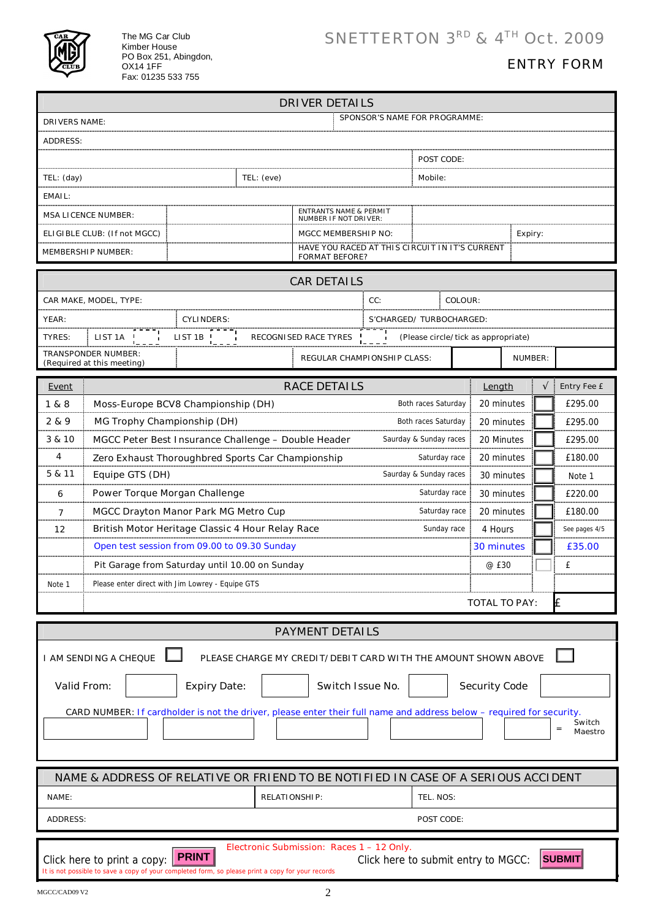The MG Car Club
Kimber House
PO Box 251, Abingdon,
OX14 1FF
Fax: 01235 533 755

# SNETTERTON 3RD & 4TH Oct. 2009

## ENTRY FORM

### DRIVER DETAILS

| | | | |
|---|---|---|---|
| DRIVERS NAME: | | SPONSOR'S NAME FOR PROGRAMME: | |
| ADDRESS: | | | |
| | | POST CODE: | |
| TEL: (day) | TEL: (eve) | Mobile: | |
| EMAIL: | | | |
| MSA LICENCE NUMBER: | | ENTRANTS NAME & PERMIT NUMBER IF NOT DRIVER: | |
| ELIGIBLE CLUB: (If not MGCC) | | MGCC MEMBERSHIP NO: | Expiry: |
| MEMBERSHIP NUMBER: | | HAVE YOU RACED AT THIS CIRCUIT IN IT'S CURRENT FORMAT BEFORE? | |

### CAR DETAILS

| | | | |
|---|---|---|---|
| CAR MAKE, MODEL, TYPE: | | CC: | COLOUR: |
| YEAR: | CYLINDERS: | S'CHARGED/ TURBOCHARGED: | |
| TYRES: LIST 1A | LIST 1B | RECOGNISED RACE TYRES | (Please circle/tick as appropriate) |
| TRANSPONDER NUMBER: (Required at this meeting) | | REGULAR CHAMPIONSHIP CLASS: | NUMBER: |

### RACE DETAILS

| Event | RACE DETAILS | | Length | √ | Entry Fee £ |
|---|---|---|---|---|---|
| 1 & 8 | Moss-Europe BCV8 Championship (DH) | Both races Saturday | 20 minutes | | £295.00 |
| 2 & 9 | MG Trophy Championship (DH) | Both races Saturday | 20 minutes | | £295.00 |
| 3 & 10 | MGCC Peter Best Insurance Challenge – Double Header | Saurday & Sunday races | 20 Minutes | | £295.00 |
| 4 | Zero Exhaust Thoroughbred Sports Car Championship | Saturday race | 20 minutes | | £180.00 |
| 5 & 11 | Equipe GTS (DH) | Saurday & Sunday races | 30 minutes | | Note 1 |
| 6 | Power Torque Morgan Challenge | Saturday race | 30 minutes | | £220.00 |
| 7 | MGCC Drayton Manor Park MG Metro Cup | Saturday race | 20 minutes | | £180.00 |
| 12 | British Motor Heritage Classic 4 Hour Relay Race | Sunday race | 4 Hours | | See pages 4/5 |
| | Open test session from 09.00 to 09.30 Sunday | | 30 minutes | | £35.00 |
| | Pit Garage from Saturday until 10.00 on Sunday | | @ £30 | | £ |
| Note 1 | Please enter direct with Jim Lowrey - Equipe GTS | | | | |
| | | | TOTAL TO PAY: | | £ |

### PAYMENT DETAILS

I AM SENDING A CHEQUE ☐ PLEASE CHARGE MY CREDIT/DEBIT CARD WITH THE AMOUNT SHOWN ABOVE ☐

Valid From: Expiry Date: Switch Issue No. Security Code

CARD NUMBER: If cardholder is not the driver, please enter their full name and address below – required for security.

= Switch Maestro

### NAME & ADDRESS OF RELATIVE OR FRIEND TO BE NOTIFIED IN CASE OF A SERIOUS ACCIDENT

| | | |
|---|---|---|
| NAME: | RELATIONSHIP: | TEL. NOS: |
| ADDRESS: | | POST CODE: |

Electronic Submission: Races 1 – 12 Only.

Click here to print a copy: **PRINT**

Click here to submit entry to MGCC: **SUBMIT**

It is not possible to save a copy of your completed form, so please print a copy for your records

MGCC/CAD09 V2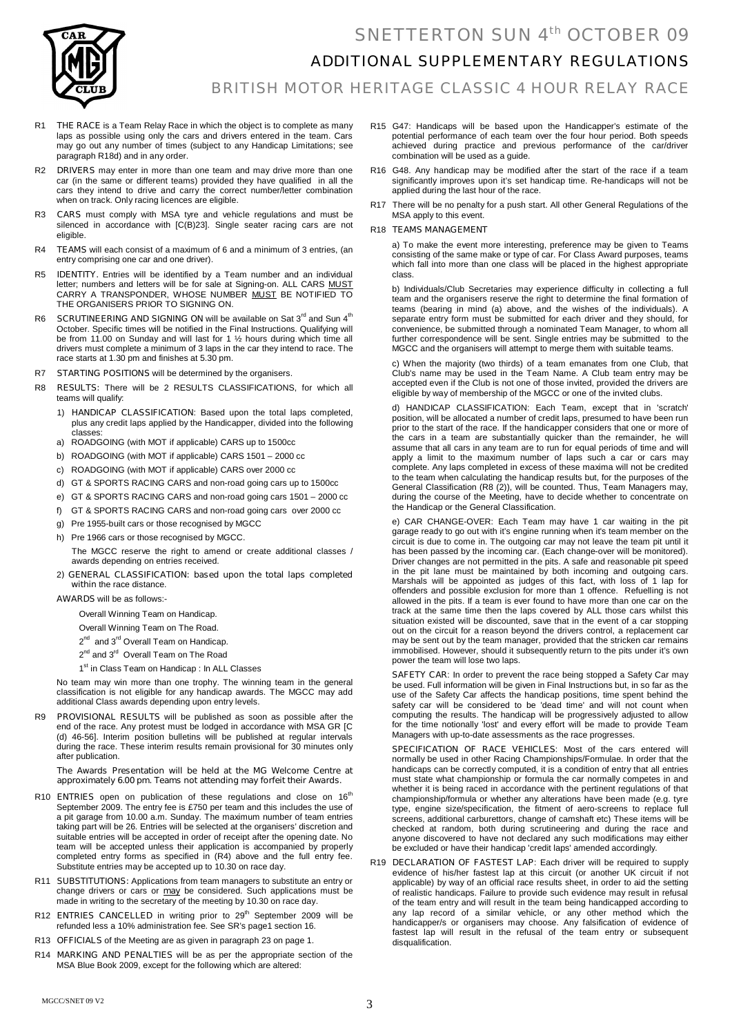# SNETTERTON SUN 4th OCTOBER 09

## ADDITIONAL SUPPLEMENTARY REGULATIONS

### BRITISH MOTOR HERITAGE CLASSIC 4 HOUR RELAY RACE

R1 THE RACE is a Team Relay Race in which the object is to complete as many laps as possible using only the cars and drivers entered in the team. Cars may go out any number of times (subject to any Handicap Limitations; see paragraph R18d) and in any order.

R2 DRIVERS may enter in more than one team and may drive more than one car (in the same or different teams) provided they have qualified in all the cars they intend to drive and carry the correct number/letter combination when on track. Only racing licences are eligible.

R3 CARS must comply with MSA tyre and vehicle regulations and must be silenced in accordance with [C(B)23]. Single seater racing cars are not eligible.

R4 TEAMS will each consist of a maximum of 6 and a minimum of 3 entries, (an entry comprising one car and one driver).

R5 IDENTITY. Entries will be identified by a Team number and an individual letter; numbers and letters will be for sale at Signing-on. ALL CARS MUST CARRY A TRANSPONDER, WHOSE NUMBER MUST BE NOTIFIED TO THE ORGANISERS PRIOR TO SIGNING ON.

R6 SCRUTINEERING AND SIGNING ON will be available on Sat 3rd and Sun 4th October. Specific times will be notified in the Final Instructions. Qualifying will be from 11.00 on Sunday and will last for 1 ½ hours during which time all drivers must complete a minimum of 3 laps in the car they intend to race. The race starts at 1.30 pm and finishes at 5.30 pm.

R7 STARTING POSITIONS will be determined by the organisers.

R8 RESULTS: There will be 2 RESULTS CLASSIFICATIONS, for which all teams will qualify:

1) HANDICAP CLASSIFICATION: Based upon the total laps completed, plus any credit laps applied by the Handicapper, divided into the following classes:

a) ROADGOING (with MOT if applicable) CARS up to 1500cc
b) ROADGOING (with MOT if applicable) CARS 1501 – 2000 cc
c) ROADGOING (with MOT if applicable) CARS over 2000 cc
d) GT & SPORTS RACING CARS and non-road going cars up to 1500cc
e) GT & SPORTS RACING CARS and non-road going cars 1501 – 2000 cc
f) GT & SPORTS RACING CARS and non-road going cars over 2000 cc
g) Pre 1955-built cars or those recognised by MGCC
h) Pre 1966 cars or those recognised by MGCC.

The MGCC reserve the right to amend or create additional classes / awards depending on entries received.

2) GENERAL CLASSIFICATION: based upon the total laps completed within the race distance.

AWARDS will be as follows:-

Overall Winning Team on Handicap.

Overall Winning Team on The Road.

2nd and 3rd Overall Team on Handicap.

2nd and 3rd Overall Team on The Road

1st in Class Team on Handicap : In ALL Classes

No team may win more than one trophy. The winning team in the general classification is not eligible for any handicap awards. The MGCC may add additional Class awards depending upon entry levels.

R9 PROVISIONAL RESULTS will be published as soon as possible after the end of the race. Any protest must be lodged in accordance with MSA GR [C (d) 46-56]. Interim position bulletins will be published at regular intervals during the race. These interim results remain provisional for 30 minutes only after publication.

The Awards Presentation will be held at the MG Welcome Centre at approximately 6.00 pm. Teams not attending may forfeit their Awards.

R10 ENTRIES open on publication of these regulations and close on 16th September 2009. The entry fee is £750 per team and this includes the use of a pit garage from 10.00 a.m. Sunday. The maximum number of team entries taking part will be 26. Entries will be selected at the organisers' discretion and suitable entries will be accepted in order of receipt after the opening date. No team will be accepted unless their application is accompanied by properly completed entry forms as specified in (R4) above and the full entry fee. Substitute entries may be accepted up to 10.30 on race day.

R11 SUBSTITUTIONS: Applications from team managers to substitute an entry or change drivers or cars or may be considered. Such applications must be made in writing to the secretary of the meeting by 10.30 on race day.

R12 ENTRIES CANCELLED in writing prior to 29th September 2009 will be refunded less a 10% administration fee. See SR's page1 section 16.

R13 OFFICIALS of the Meeting are as given in paragraph 23 on page 1.

R14 MARKING AND PENALTIES will be as per the appropriate section of the MSA Blue Book 2009, except for the following which are altered:

R15 G47: Handicaps will be based upon the Handicapper's estimate of the potential performance of each team over the four hour period. Both speeds achieved during practice and previous performance of the car/driver combination will be used as a guide.

R16 G48. Any handicap may be modified after the start of the race if a team significantly improves upon it's set handicap time. Re-handicaps will not be applied during the last hour of the race.

R17 There will be no penalty for a push start. All other General Regulations of the MSA apply to this event.

R18 TEAMS MANAGEMENT

a) To make the event more interesting, preference may be given to Teams consisting of the same make or type of car. For Class Award purposes, teams which fall into more than one class will be placed in the highest appropriate class.

b) Individuals/Club Secretaries may experience difficulty in collecting a full team and the organisers reserve the right to determine the final formation of teams (bearing in mind (a) above, and the wishes of the individuals). A separate entry form must be submitted for each driver and they should, for convenience, be submitted through a nominated Team Manager, to whom all further correspondence will be sent. Single entries may be submitted to the MGCC and the organisers will attempt to merge them with suitable teams.

c) When the majority (two thirds) of a team emanates from one Club, that Club's name may be used in the Team Name. A Club team entry may be accepted even if the Club is not one of those invited, provided the drivers are eligible by way of membership of the MGCC or one of the invited clubs.

d) HANDICAP CLASSIFICATION: Each Team, except that in 'scratch' position, will be allocated a number of credit laps, presumed to have been run prior to the start of the race. If the handicapper considers that one or more of the cars in a team are substantially quicker than the remainder, he will assume that all cars in any team are to run for equal periods of time and will apply a limit to the maximum number of laps such a car or cars may complete. Any laps completed in excess of these maxima will not be credited to the team when calculating the handicap results but, for the purposes of the General Classification (R8 (2)), will be counted. Thus, Team Managers may, during the course of the Meeting, have to decide whether to concentrate on the Handicap or the General Classification.

e) CAR CHANGE-OVER: Each Team may have 1 car waiting in the pit garage ready to go out with it's engine running when it's team member on the circuit is due to come in. The outgoing car may not leave the team pit until it has been passed by the incoming car. (Each change-over will be monitored). Driver changes are not permitted in the pits. A safe and reasonable pit speed in the pit lane must be maintained by both incoming and outgoing cars. Marshals will be appointed as judges of this fact, with loss of 1 lap for offenders and possible exclusion for more than 1 offence. Refuelling is not allowed in the pits. If a team is ever found to have more than one car on the track at the same time then the laps covered by ALL those cars whilst this situation existed will be discounted, save that in the event of a car stopping out on the circuit for a reason beyond the drivers control, a replacement car may be sent out by the team manager, provided that the stricken car remains immobilised. However, should it subsequently return to the pits under it's own power the team will lose two laps.

SAFETY CAR: In order to prevent the race being stopped a Safety Car may be used. Full information will be given in Final Instructions but, in so far as the use of the Safety Car affects the handicap positions, time spent behind the safety car will be considered to be 'dead time' and will not count when computing the results. The handicap will be progressively adjusted to allow for the time notionally 'lost' and every effort will be made to provide Team Managers with up-to-date assessments as the race progresses.

SPECIFICATION OF RACE VEHICLES: Most of the cars entered will normally be used in other Racing Championships/Formulae. In order that the handicaps can be correctly computed, it is a condition of entry that all entries must state what championship or formula the car normally competes in and whether it is being raced in accordance with the pertinent regulations of that championship/formula or whether any alterations have been made (e.g. tyre type, engine size/specification, the fitment of aero-screens to replace full screens, additional carburettors, change of camshaft etc) These items will be checked at random, both during scrutineering and during the race and anyone discovered to have not declared any such modifications may either be excluded or have their handicap 'credit laps' amended accordingly.

R19 DECLARATION OF FASTEST LAP: Each driver will be required to supply evidence of his/her fastest lap at this circuit (or another UK circuit if not applicable) by way of an official race results sheet, in order to aid the setting of realistic handicaps. Failure to provide such evidence may result in refusal of the team entry and will result in the team being handicapped according to any lap record of a similar vehicle, or any other method which the handicapper/s or organisers may choose. Any falsification of evidence of fastest lap will result in the refusal of the team entry or subsequent disqualification.

MGCC/SNET 09 V2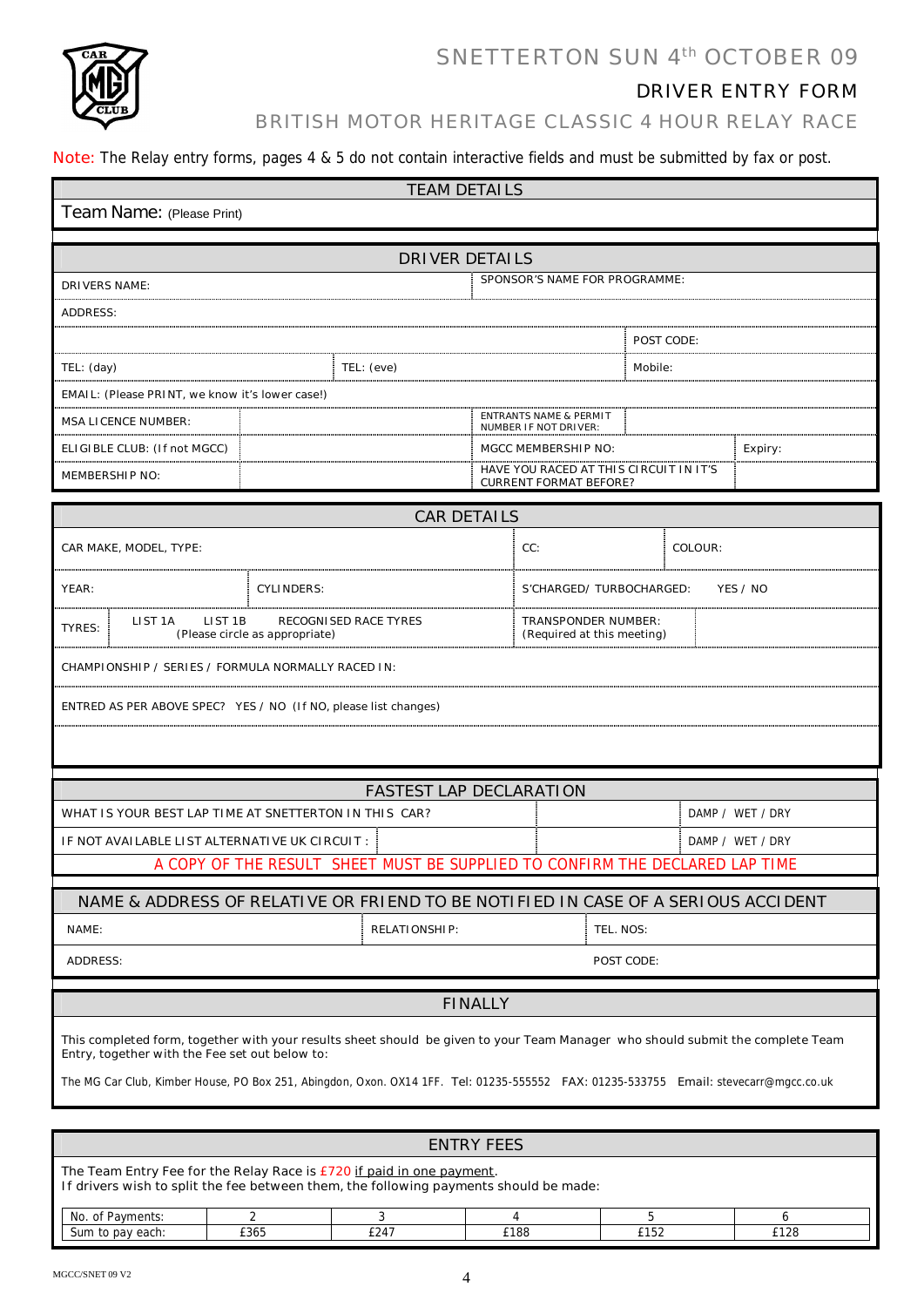# SNETTERTON SUN 4th OCTOBER 09

## DRIVER ENTRY FORM

## BRITISH MOTOR HERITAGE CLASSIC 4 HOUR RELAY RACE

Note: The Relay entry forms, pages 4 & 5 do not contain interactive fields and must be submitted by fax or post.

### TEAM DETAILS

Team Name: (Please Print)

### DRIVER DETAILS

| DRIVERS NAME: | | SPONSOR'S NAME FOR PROGRAMME: | | |
|---|---|---|---|---|
| ADDRESS: | | | | |
| | | | POST CODE: | |
| TEL: (day) | TEL: (eve) | | Mobile: | |
| EMAIL: (Please PRINT, we know it's lower case!) | | | | |
| MSA LICENCE NUMBER: | | ENTRANTS NAME & PERMIT NUMBER IF NOT DRIVER: | | |
| ELIGIBLE CLUB: (If not MGCC) | | MGCC MEMBERSHIP NO: | | Expiry: |
| MEMBERSHIP NO: | | HAVE YOU RACED AT THIS CIRCUIT IN IT'S CURRENT FORMAT BEFORE? | | |

### CAR DETAILS

| CAR MAKE, MODEL, TYPE: | | CC: | COLOUR: |
|---|---|---|---|
| YEAR: | CYLINDERS: | S'CHARGED/ TURBOCHARGED: YES / NO | |
| TYRES: | LIST 1A LIST 1B RECOGNISED RACE TYRES (Please circle as appropriate) | TRANSPONDER NUMBER: (Required at this meeting) | |
| CHAMPIONSHIP / SERIES / FORMULA NORMALLY RACED IN: | | | |
| ENTRED AS PER ABOVE SPEC? YES / NO (If NO, please list changes) | | | |

### FASTEST LAP DECLARATION

| WHAT IS YOUR BEST LAP TIME AT SNETTERTON IN THIS CAR? | | | DAMP / WET / DRY |
|---|---|---|---|
| IF NOT AVAILABLE LIST ALTERNATIVE UK CIRCUIT : | | | DAMP / WET / DRY |

A COPY OF THE RESULT SHEET MUST BE SUPPLIED TO CONFIRM THE DECLARED LAP TIME

### NAME & ADDRESS OF RELATIVE OR FRIEND TO BE NOTIFIED IN CASE OF A SERIOUS ACCIDENT

| NAME: | RELATIONSHIP: | TEL. NOS: |
|---|---|---|
| ADDRESS: | | POST CODE: |

### FINALLY

This completed form, together with your results sheet should be given to your Team Manager who should submit the complete Team Entry, together with the Fee set out below to:

The MG Car Club, Kimber House, PO Box 251, Abingdon, Oxon. OX14 1FF. Tel: 01235-555552 FAX: 01235-533755 Email: stevecarr@mgcc.co.uk

### ENTRY FEES

The Team Entry Fee for the Relay Race is £720 if paid in one payment.
If drivers wish to split the fee between them, the following payments should be made:

| No. of Payments: | 2 | 3 | 4 | 5 | 6 |
|---|---|---|---|---|---|
| Sum to pay each: | £365 | £247 | £188 | £152 | £128 |

MGCC/SNET 09 V2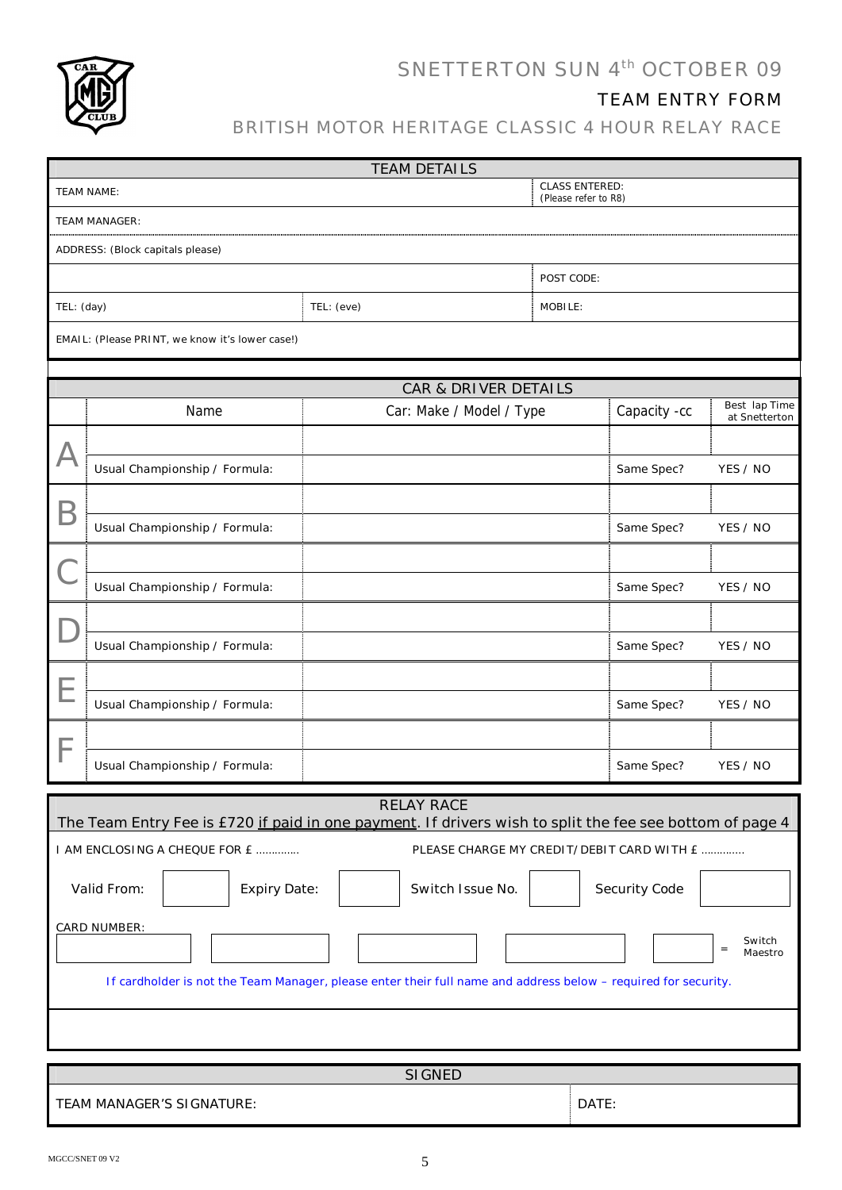SNETTERTON SUN 4th OCTOBER 09

# TEAM ENTRY FORM

## BRITISH MOTOR HERITAGE CLASSIC 4 HOUR RELAY RACE

| TEAM DETAILS | | |
|---|---|---|
| TEAM NAME: | | CLASS ENTERED: (Please refer to R8) |
| TEAM MANAGER: | | |
| ADDRESS: (Block capitals please) | | |
| | | POST CODE: |
| TEL: (day) | TEL: (eve) | MOBILE: |
| EMAIL: (Please PRINT, we know it's lower case!) | | |

| CAR & DRIVER DETAILS | | | | |
|---|---|---|---|---|
| | Name | Car: Make / Model / Type | Capacity -cc | Best lap Time at Snetterton |
| A | | | | |
| | Usual Championship / Formula: | | Same Spec? | YES / NO |
| B | | | | |
| | Usual Championship / Formula: | | Same Spec? | YES / NO |
| C | | | | |
| | Usual Championship / Formula: | | Same Spec? | YES / NO |
| D | | | | |
| | Usual Championship / Formula: | | Same Spec? | YES / NO |
| E | | | | |
| | Usual Championship / Formula: | | Same Spec? | YES / NO |
| F | | | | |
| | Usual Championship / Formula: | | Same Spec? | YES / NO |

**RELAY RACE**

The Team Entry Fee is £720 if paid in one payment. If drivers wish to split the fee see bottom of page 4

I AM ENCLOSING A CHEQUE FOR £ ............. PLEASE CHARGE MY CREDIT/DEBIT CARD WITH £ .............

| | | | | | | | |
|---|---|---|---|---|---|---|---|
| Valid From: | | Expiry Date: | | Switch Issue No. | | Security Code | |

CARD NUMBER: ______ ______ ______ ______ ______ = Switch Maestro

If cardholder is not the Team Manager, please enter their full name and address below – required for security.

| SIGNED | |
|---|---|
| TEAM MANAGER'S SIGNATURE: | DATE: |

MGCC/SNET 09 V2